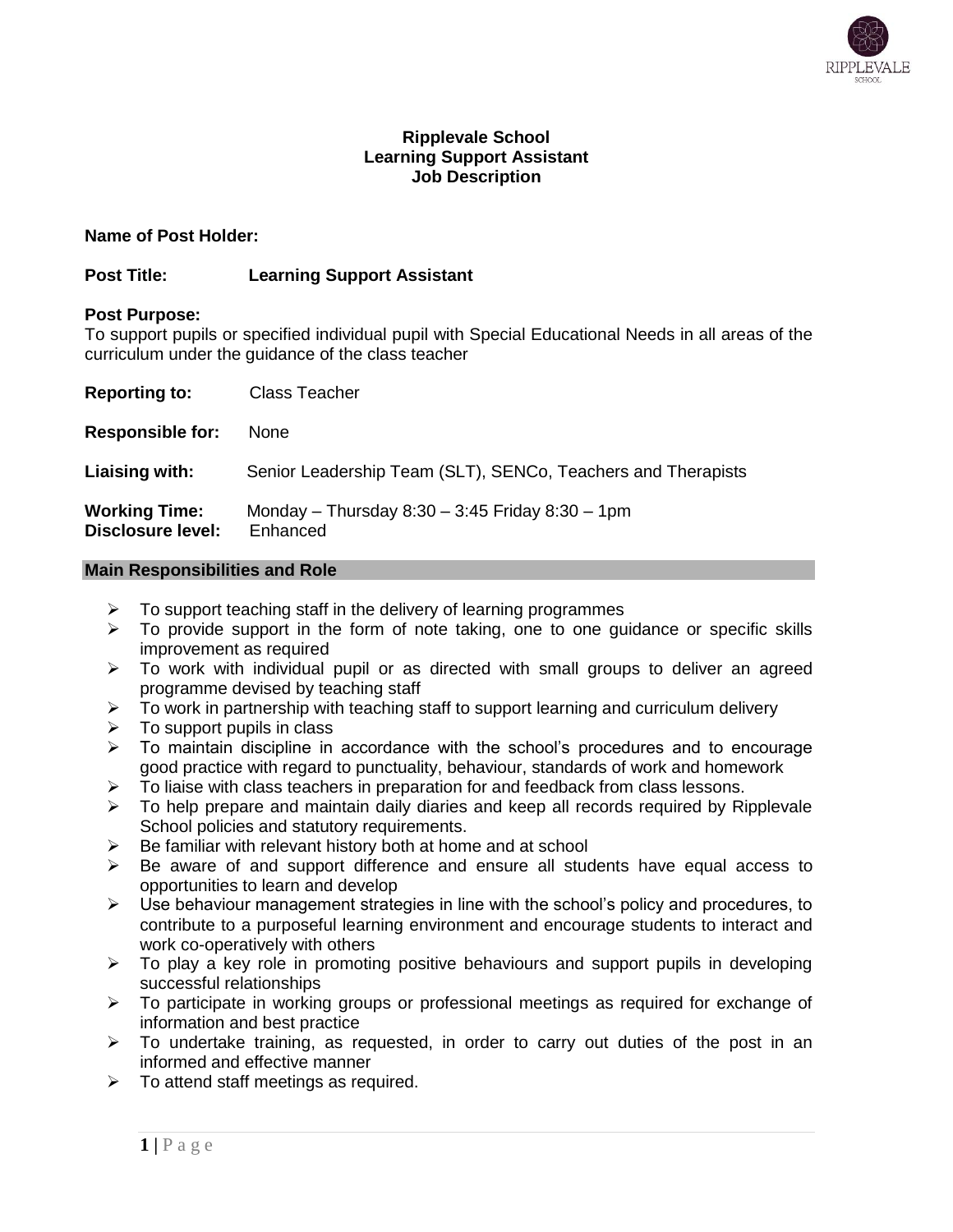**Ripplevale School**
**Learning Support Assistant**
**Job Description**

**Name of Post Holder:**

**Post Title:** **Learning Support Assistant**

**Post Purpose:**
To support pupils or specified individual pupil with Special Educational Needs in all areas of the curriculum under the guidance of the class teacher

**Reporting to:** Class Teacher

**Responsible for:** None

**Liaising with:** Senior Leadership Team (SLT), SENCo, Teachers and Therapists

**Working Time:** Monday – Thursday 8:30 – 3:45 Friday 8:30 – 1pm
**Disclosure level:** Enhanced

## Main Responsibilities and Role

- To support teaching staff in the delivery of learning programmes
- To provide support in the form of note taking, one to one guidance or specific skills improvement as required
- To work with individual pupil or as directed with small groups to deliver an agreed programme devised by teaching staff
- To work in partnership with teaching staff to support learning and curriculum delivery
- To support pupils in class
- To maintain discipline in accordance with the school's procedures and to encourage good practice with regard to punctuality, behaviour, standards of work and homework
- To liaise with class teachers in preparation for and feedback from class lessons.
- To help prepare and maintain daily diaries and keep all records required by Ripplevale School policies and statutory requirements.
- Be familiar with relevant history both at home and at school
- Be aware of and support difference and ensure all students have equal access to opportunities to learn and develop
- Use behaviour management strategies in line with the school's policy and procedures, to contribute to a purposeful learning environment and encourage students to interact and work co-operatively with others
- To play a key role in promoting positive behaviours and support pupils in developing successful relationships
- To participate in working groups or professional meetings as required for exchange of information and best practice
- To undertake training, as requested, in order to carry out duties of the post in an informed and effective manner
- To attend staff meetings as required.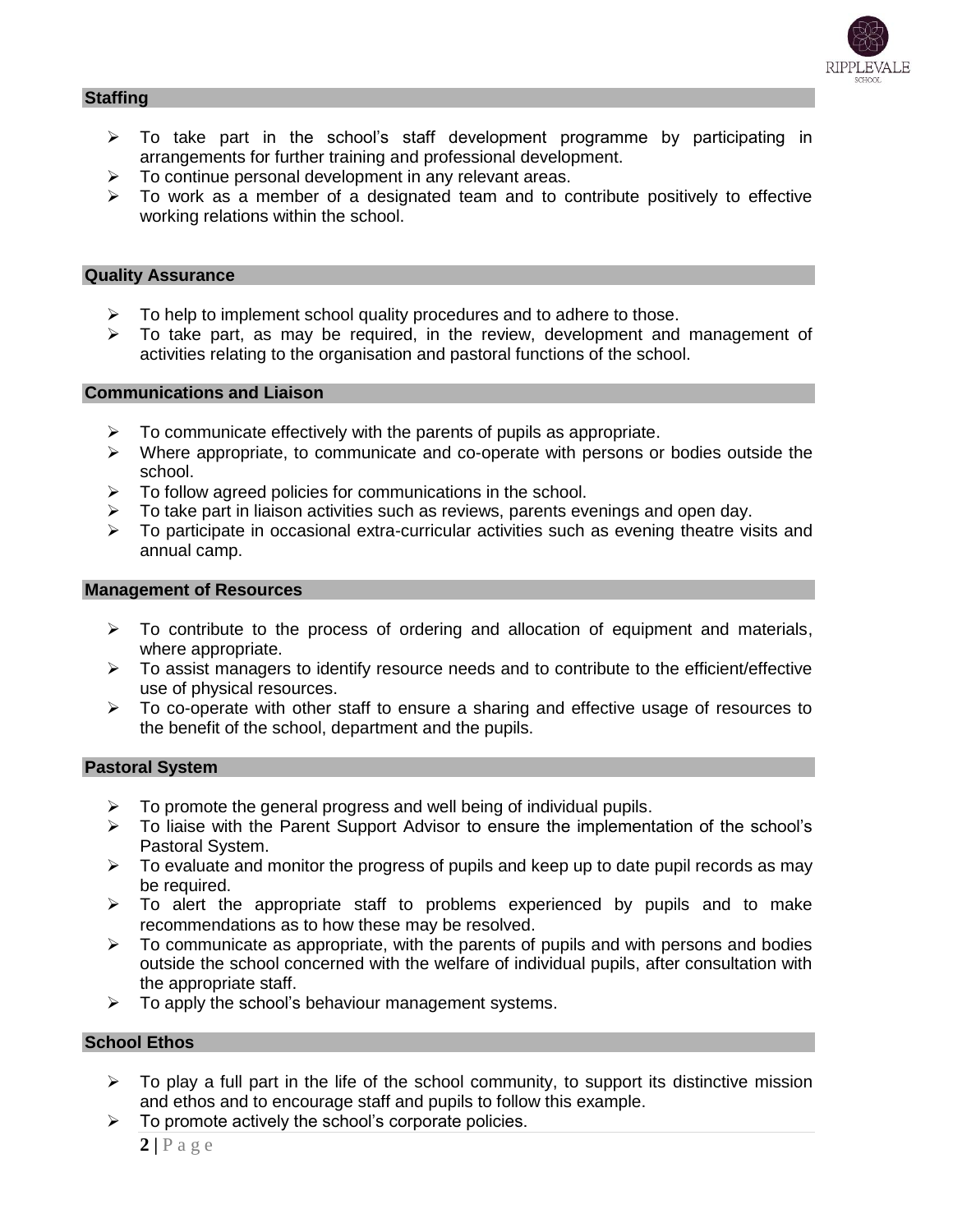### Staffing

- To take part in the school's staff development programme by participating in arrangements for further training and professional development.
- To continue personal development in any relevant areas.
- To work as a member of a designated team and to contribute positively to effective working relations within the school.

### Quality Assurance

- To help to implement school quality procedures and to adhere to those.
- To take part, as may be required, in the review, development and management of activities relating to the organisation and pastoral functions of the school.

### Communications and Liaison

- To communicate effectively with the parents of pupils as appropriate.
- Where appropriate, to communicate and co-operate with persons or bodies outside the school.
- To follow agreed policies for communications in the school.
- To take part in liaison activities such as reviews, parents evenings and open day.
- To participate in occasional extra-curricular activities such as evening theatre visits and annual camp.

### Management of Resources

- To contribute to the process of ordering and allocation of equipment and materials, where appropriate.
- To assist managers to identify resource needs and to contribute to the efficient/effective use of physical resources.
- To co-operate with other staff to ensure a sharing and effective usage of resources to the benefit of the school, department and the pupils.

### Pastoral System

- To promote the general progress and well being of individual pupils.
- To liaise with the Parent Support Advisor to ensure the implementation of the school's Pastoral System.
- To evaluate and monitor the progress of pupils and keep up to date pupil records as may be required.
- To alert the appropriate staff to problems experienced by pupils and to make recommendations as to how these may be resolved.
- To communicate as appropriate, with the parents of pupils and with persons and bodies outside the school concerned with the welfare of individual pupils, after consultation with the appropriate staff.
- To apply the school's behaviour management systems.

### School Ethos

- To play a full part in the life of the school community, to support its distinctive mission and ethos and to encourage staff and pupils to follow this example.
- To promote actively the school's corporate policies.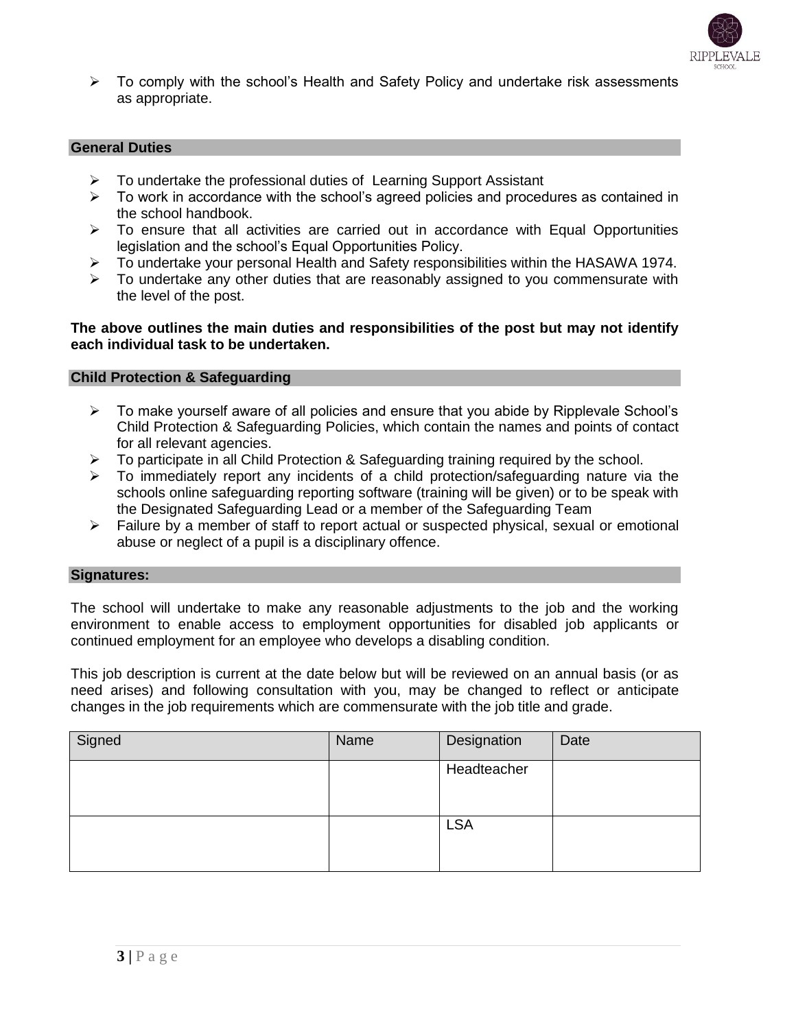- To comply with the school's Health and Safety Policy and undertake risk assessments as appropriate.

## General Duties

- To undertake the professional duties of Learning Support Assistant
- To work in accordance with the school's agreed policies and procedures as contained in the school handbook.
- To ensure that all activities are carried out in accordance with Equal Opportunities legislation and the school's Equal Opportunities Policy.
- To undertake your personal Health and Safety responsibilities within the HASAWA 1974.
- To undertake any other duties that are reasonably assigned to you commensurate with the level of the post.

**The above outlines the main duties and responsibilities of the post but may not identify each individual task to be undertaken.**

## Child Protection & Safeguarding

- To make yourself aware of all policies and ensure that you abide by Ripplevale School's Child Protection & Safeguarding Policies, which contain the names and points of contact for all relevant agencies.
- To participate in all Child Protection & Safeguarding training required by the school.
- To immediately report any incidents of a child protection/safeguarding nature via the schools online safeguarding reporting software (training will be given) or to be speak with the Designated Safeguarding Lead or a member of the Safeguarding Team
- Failure by a member of staff to report actual or suspected physical, sexual or emotional abuse or neglect of a pupil is a disciplinary offence.

## Signatures:

The school will undertake to make any reasonable adjustments to the job and the working environment to enable access to employment opportunities for disabled job applicants or continued employment for an employee who develops a disabling condition.

This job description is current at the date below but will be reviewed on an annual basis (or as need arises) and following consultation with you, may be changed to reflect or anticipate changes in the job requirements which are commensurate with the job title and grade.

| Signed | Name | Designation | Date |
|---|---|---|---|
| | | Headteacher | |
| | | LSA | |